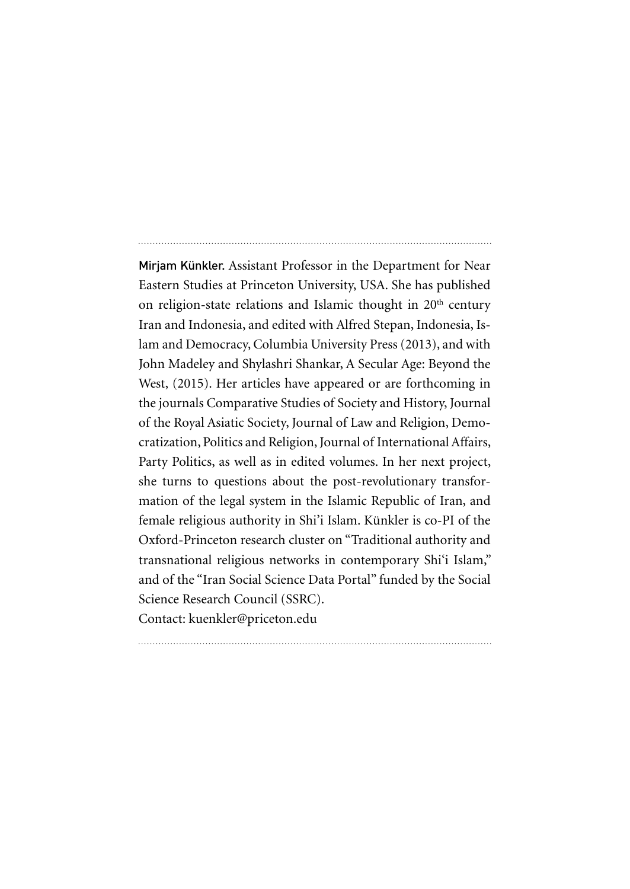**Mirjam Künkler.** Assistant Professor in the Department for Near Eastern Studies at Princeton University, USA. She has published on religion-state relations and Islamic thought in 20th century Iran and Indonesia, and edited with Alfred Stepan, Indonesia, Islam and Democracy, Columbia University Press (2013), and with John Madeley and Shylashri Shankar, A Secular Age: Beyond the West, (2015). Her articles have appeared or are forthcoming in the journals Comparative Studies of Society and History, Journal of the Royal Asiatic Society, Journal of Law and Religion, Democratization, Politics and Religion, Journal of International Affairs, Party Politics, as well as in edited volumes. In her next project, she turns to questions about the post-revolutionary transformation of the legal system in the Islamic Republic of Iran, and female religious authority in Shi'i Islam. Künkler is co-PI of the Oxford-Princeton research cluster on "Traditional authority and transnational religious networks in contemporary Shi'i Islam," and of the "Iran Social Science Data Portal" funded by the Social Science Research Council (SSRC).
Contact: kuenkler@priceton.edu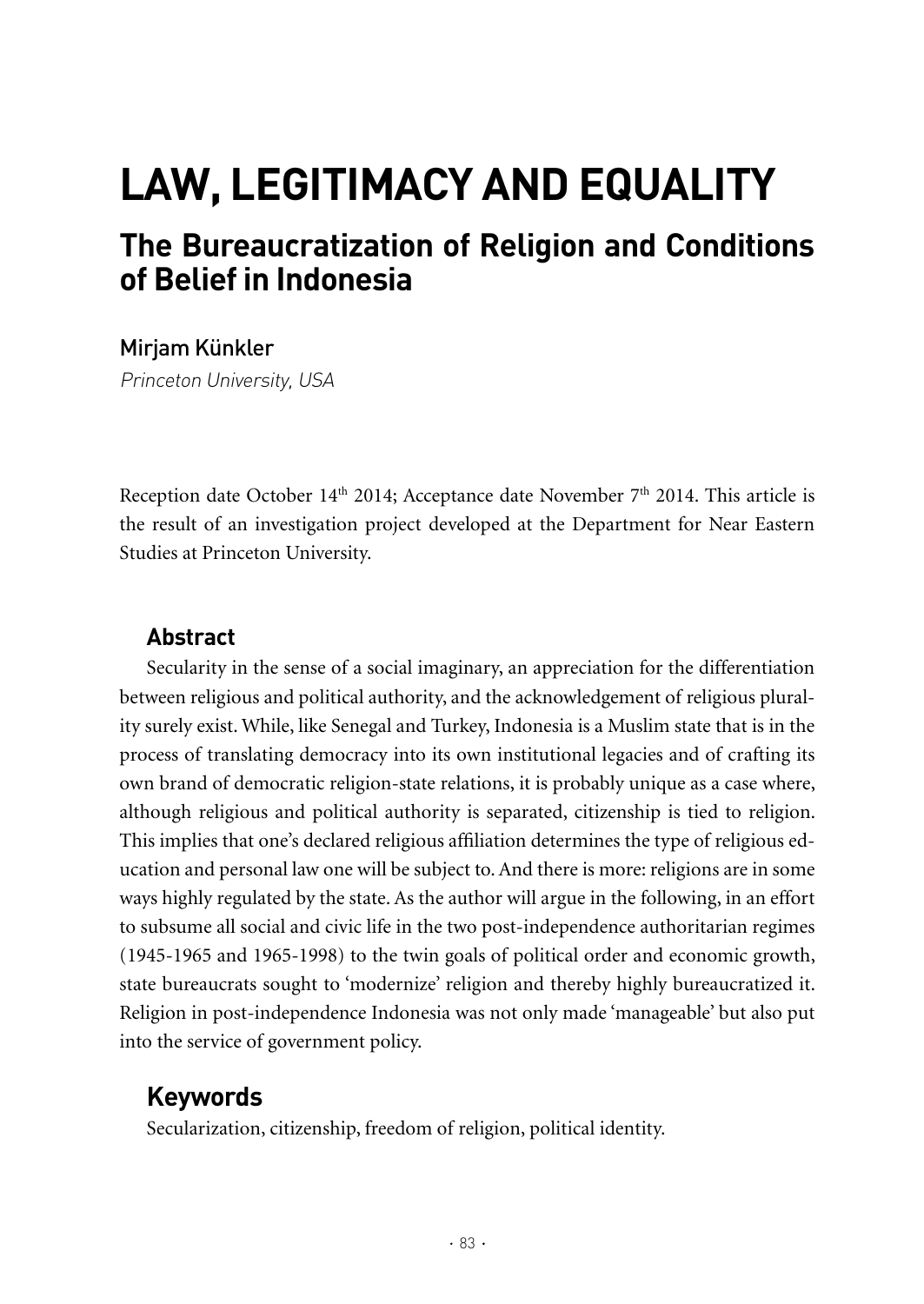# LAW, LEGITIMACY AND EQUALITY

## The Bureaucratization of Religion and Conditions of Belief in Indonesia

Mirjam Künkler

*Princeton University, USA*

Reception date October 14th 2014; Acceptance date November 7th 2014. This article is the result of an investigation project developed at the Department for Near Eastern Studies at Princeton University.

### Abstract

Secularity in the sense of a social imaginary, an appreciation for the differentiation between religious and political authority, and the acknowledgement of religious plurality surely exist. While, like Senegal and Turkey, Indonesia is a Muslim state that is in the process of translating democracy into its own institutional legacies and of crafting its own brand of democratic religion-state relations, it is probably unique as a case where, although religious and political authority is separated, citizenship is tied to religion. This implies that one's declared religious affiliation determines the type of religious education and personal law one will be subject to. And there is more: religions are in some ways highly regulated by the state. As the author will argue in the following, in an effort to subsume all social and civic life in the two post-independence authoritarian regimes (1945-1965 and 1965-1998) to the twin goals of political order and economic growth, state bureaucrats sought to 'modernize' religion and thereby highly bureaucratized it. Religion in post-independence Indonesia was not only made 'manageable' but also put into the service of government policy.

### Keywords

Secularization, citizenship, freedom of religion, political identity.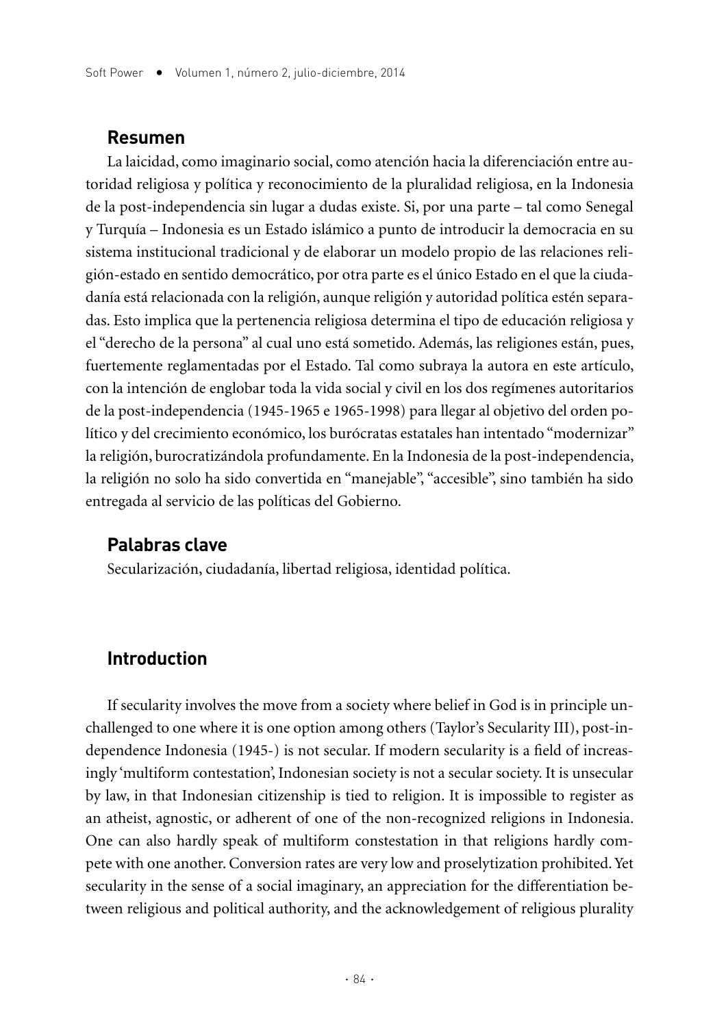## Resumen

La laicidad, como imaginario social, como atención hacia la diferenciación entre autoridad religiosa y política y reconocimiento de la pluralidad religiosa, en la Indonesia de la post-independencia sin lugar a dudas existe. Si, por una parte – tal como Senegal y Turquía – Indonesia es un Estado islámico a punto de introducir la democracia en su sistema institucional tradicional y de elaborar un modelo propio de las relaciones religión-estado en sentido democrático, por otra parte es el único Estado en el que la ciudadanía está relacionada con la religión, aunque religión y autoridad política estén separadas. Esto implica que la pertenencia religiosa determina el tipo de educación religiosa y el "derecho de la persona" al cual uno está sometido. Además, las religiones están, pues, fuertemente reglamentadas por el Estado. Tal como subraya la autora en este artículo, con la intención de englobar toda la vida social y civil en los dos regímenes autoritarios de la post-independencia (1945-1965 e 1965-1998) para llegar al objetivo del orden político y del crecimiento económico, los burócratas estatales han intentado "modernizar" la religión, burocratizándola profundamente. En la Indonesia de la post-independencia, la religión no solo ha sido convertida en "manejable", "accesible", sino también ha sido entregada al servicio de las políticas del Gobierno.

## Palabras clave

Secularización, ciudadanía, libertad religiosa, identidad política.

## Introduction

If secularity involves the move from a society where belief in God is in principle unchallenged to one where it is one option among others (Taylor's Secularity III), post-independence Indonesia (1945-) is not secular. If modern secularity is a field of increasingly 'multiform contestation', Indonesian society is not a secular society. It is unsecular by law, in that Indonesian citizenship is tied to religion. It is impossible to register as an atheist, agnostic, or adherent of one of the non-recognized religions in Indonesia. One can also hardly speak of multiform contestation in that religions hardly compete with one another. Conversion rates are very low and proselytization prohibited. Yet secularity in the sense of a social imaginary, an appreciation for the differentiation between religious and political authority, and the acknowledgement of religious plurality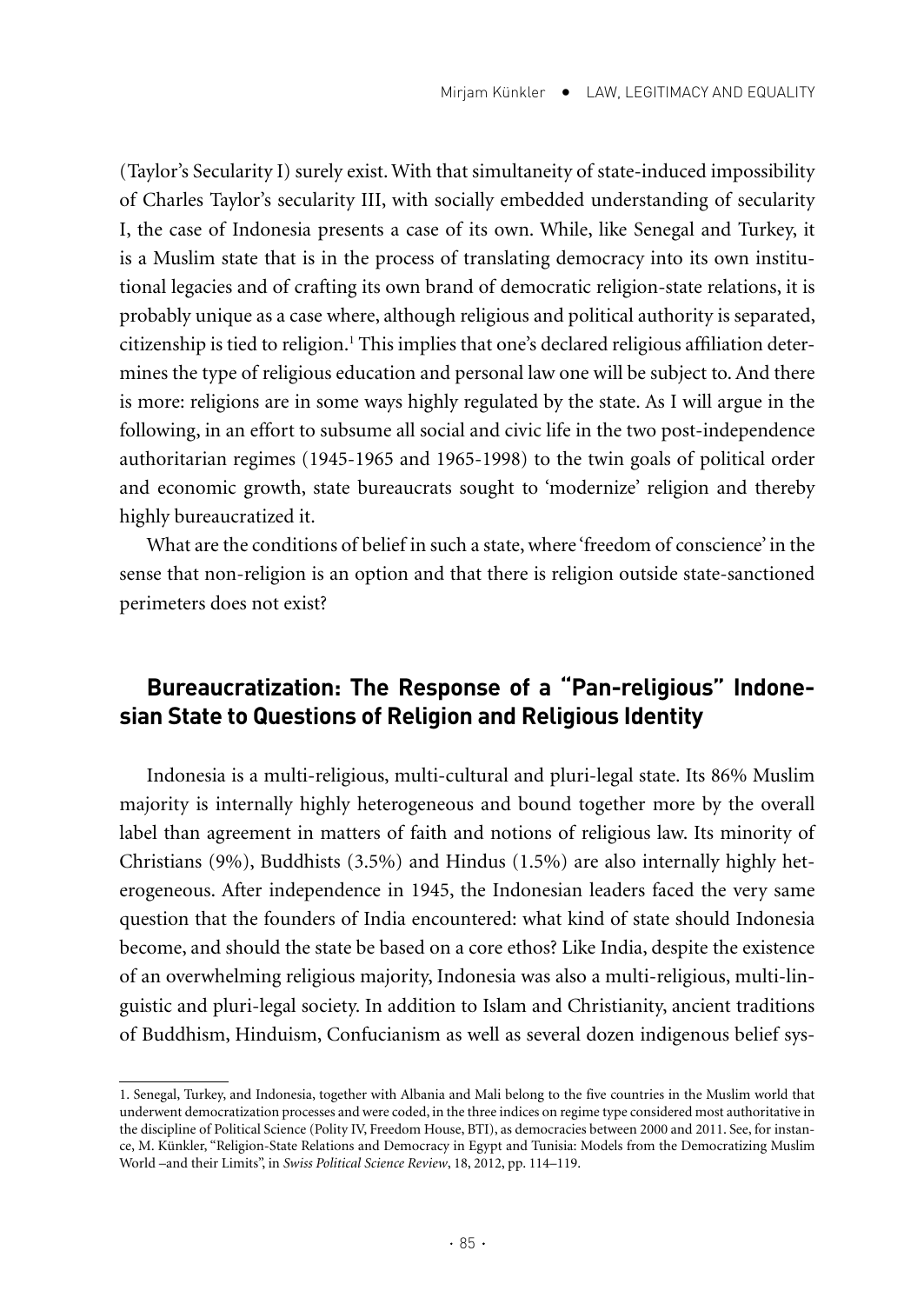(Taylor's Secularity I) surely exist. With that simultaneity of state-induced impossibility of Charles Taylor's secularity III, with socially embedded understanding of secularity I, the case of Indonesia presents a case of its own. While, like Senegal and Turkey, it is a Muslim state that is in the process of translating democracy into its own institutional legacies and of crafting its own brand of democratic religion-state relations, it is probably unique as a case where, although religious and political authority is separated, citizenship is tied to religion.[1] This implies that one's declared religious affiliation determines the type of religious education and personal law one will be subject to. And there is more: religions are in some ways highly regulated by the state. As I will argue in the following, in an effort to subsume all social and civic life in the two post-independence authoritarian regimes (1945-1965 and 1965-1998) to the twin goals of political order and economic growth, state bureaucrats sought to 'modernize' religion and thereby highly bureaucratized it.

What are the conditions of belief in such a state, where 'freedom of conscience' in the sense that non-religion is an option and that there is religion outside state-sanctioned perimeters does not exist?

## Bureaucratization: The Response of a "Pan-religious" Indonesian State to Questions of Religion and Religious Identity

Indonesia is a multi-religious, multi-cultural and pluri-legal state. Its 86% Muslim majority is internally highly heterogeneous and bound together more by the overall label than agreement in matters of faith and notions of religious law. Its minority of Christians (9%), Buddhists (3.5%) and Hindus (1.5%) are also internally highly heterogeneous. After independence in 1945, the Indonesian leaders faced the very same question that the founders of India encountered: what kind of state should Indonesia become, and should the state be based on a core ethos? Like India, despite the existence of an overwhelming religious majority, Indonesia was also a multi-religious, multi-linguistic and pluri-legal society. In addition to Islam and Christianity, ancient traditions of Buddhism, Hinduism, Confucianism as well as several dozen indigenous belief sys-

---

1. Senegal, Turkey, and Indonesia, together with Albania and Mali belong to the five countries in the Muslim world that underwent democratization processes and were coded, in the three indices on regime type considered most authoritative in the discipline of Political Science (Polity IV, Freedom House, BTI), as democracies between 2000 and 2011. See, for instance, M. Künkler, "Religion-State Relations and Democracy in Egypt and Tunisia: Models from the Democratizing Muslim World –and their Limits", in *Swiss Political Science Review*, 18, 2012, pp. 114–119.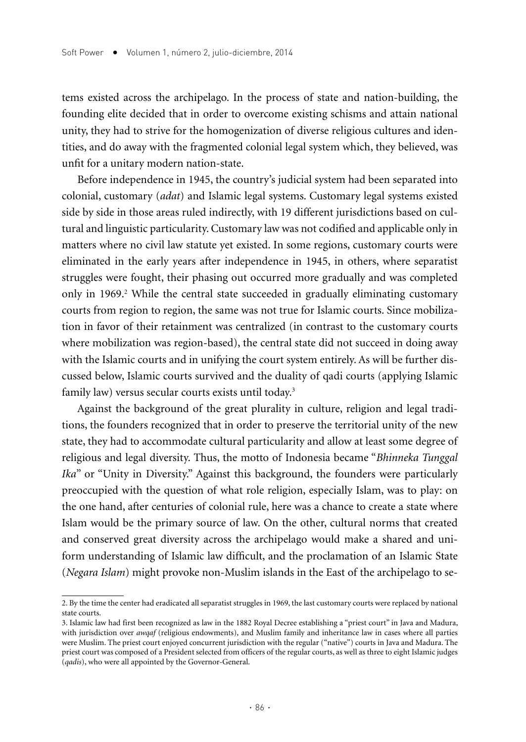tems existed across the archipelago. In the process of state and nation-building, the founding elite decided that in order to overcome existing schisms and attain national unity, they had to strive for the homogenization of diverse religious cultures and identities, and do away with the fragmented colonial legal system which, they believed, was unfit for a unitary modern nation-state.

Before independence in 1945, the country's judicial system had been separated into colonial, customary (*adat*) and Islamic legal systems. Customary legal systems existed side by side in those areas ruled indirectly, with 19 different jurisdictions based on cultural and linguistic particularity. Customary law was not codified and applicable only in matters where no civil law statute yet existed. In some regions, customary courts were eliminated in the early years after independence in 1945, in others, where separatist struggles were fought, their phasing out occurred more gradually and was completed only in 1969.[2] While the central state succeeded in gradually eliminating customary courts from region to region, the same was not true for Islamic courts. Since mobilization in favor of their retainment was centralized (in contrast to the customary courts where mobilization was region-based), the central state did not succeed in doing away with the Islamic courts and in unifying the court system entirely. As will be further discussed below, Islamic courts survived and the duality of qadi courts (applying Islamic family law) versus secular courts exists until today.[3]

Against the background of the great plurality in culture, religion and legal traditions, the founders recognized that in order to preserve the territorial unity of the new state, they had to accommodate cultural particularity and allow at least some degree of religious and legal diversity. Thus, the motto of Indonesia became "*Bhinneka Tunggal Ika*" or "Unity in Diversity." Against this background, the founders were particularly preoccupied with the question of what role religion, especially Islam, was to play: on the one hand, after centuries of colonial rule, here was a chance to create a state where Islam would be the primary source of law. On the other, cultural norms that created and conserved great diversity across the archipelago would make a shared and uniform understanding of Islamic law difficult, and the proclamation of an Islamic State (*Negara Islam*) might provoke non-Muslim islands in the East of the archipelago to se-

2. By the time the center had eradicated all separatist struggles in 1969, the last customary courts were replaced by national state courts.

3. Islamic law had first been recognized as law in the 1882 Royal Decree establishing a "priest court" in Java and Madura, with jurisdiction over *awqaf* (religious endowments), and Muslim family and inheritance law in cases where all parties were Muslim. The priest court enjoyed concurrent jurisdiction with the regular ("native") courts in Java and Madura. The priest court was composed of a President selected from officers of the regular courts, as well as three to eight Islamic judges (*qadis*), who were all appointed by the Governor-General.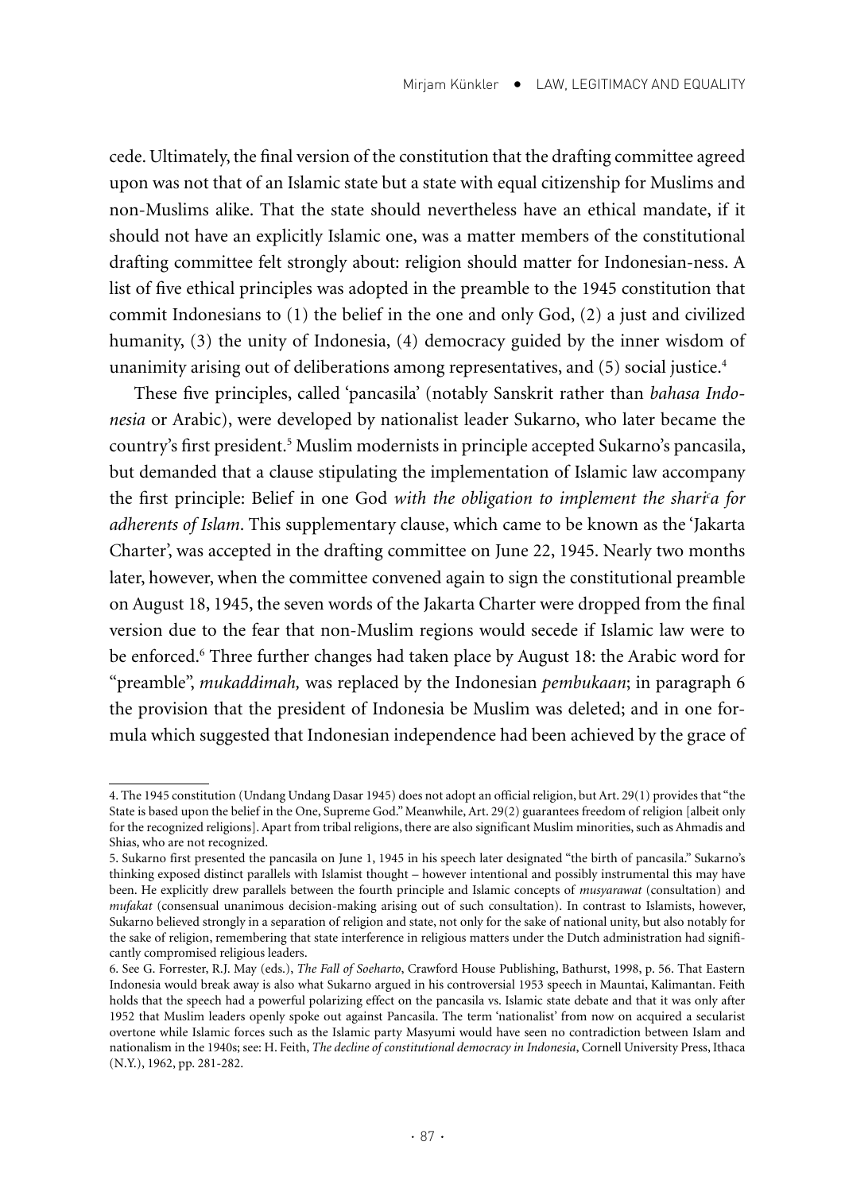cede. Ultimately, the final version of the constitution that the drafting committee agreed upon was not that of an Islamic state but a state with equal citizenship for Muslims and non-Muslims alike. That the state should nevertheless have an ethical mandate, if it should not have an explicitly Islamic one, was a matter members of the constitutional drafting committee felt strongly about: religion should matter for Indonesian-ness. A list of five ethical principles was adopted in the preamble to the 1945 constitution that commit Indonesians to (1) the belief in the one and only God, (2) a just and civilized humanity, (3) the unity of Indonesia, (4) democracy guided by the inner wisdom of unanimity arising out of deliberations among representatives, and (5) social justice.[4]

These five principles, called 'pancasila' (notably Sanskrit rather than *bahasa Indonesia* or Arabic), were developed by nationalist leader Sukarno, who later became the country's first president.[5] Muslim modernists in principle accepted Sukarno's pancasila, but demanded that a clause stipulating the implementation of Islamic law accompany the first principle: Belief in one God *with the obligation to implement the shariᶜa for adherents of Islam*. This supplementary clause, which came to be known as the 'Jakarta Charter', was accepted in the drafting committee on June 22, 1945. Nearly two months later, however, when the committee convened again to sign the constitutional preamble on August 18, 1945, the seven words of the Jakarta Charter were dropped from the final version due to the fear that non-Muslim regions would secede if Islamic law were to be enforced.[6] Three further changes had taken place by August 18: the Arabic word for "preamble", *mukaddimah,* was replaced by the Indonesian *pembukaan*; in paragraph 6 the provision that the president of Indonesia be Muslim was deleted; and in one formula which suggested that Indonesian independence had been achieved by the grace of

---

4. The 1945 constitution (Undang Undang Dasar 1945) does not adopt an official religion, but Art. 29(1) provides that "the State is based upon the belief in the One, Supreme God." Meanwhile, Art. 29(2) guarantees freedom of religion [albeit only for the recognized religions]. Apart from tribal religions, there are also significant Muslim minorities, such as Ahmadis and Shias, who are not recognized.

5. Sukarno first presented the pancasila on June 1, 1945 in his speech later designated "the birth of pancasila." Sukarno's thinking exposed distinct parallels with Islamist thought – however intentional and possibly instrumental this may have been. He explicitly drew parallels between the fourth principle and Islamic concepts of *musyarawat* (consultation) and *mufakat* (consensual unanimous decision-making arising out of such consultation). In contrast to Islamists, however, Sukarno believed strongly in a separation of religion and state, not only for the sake of national unity, but also notably for the sake of religion, remembering that state interference in religious matters under the Dutch administration had significantly compromised religious leaders.

6. See G. Forrester, R.J. May (eds.), *The Fall of Soeharto*, Crawford House Publishing, Bathurst, 1998, p. 56. That Eastern Indonesia would break away is also what Sukarno argued in his controversial 1953 speech in Mauntai, Kalimantan. Feith holds that the speech had a powerful polarizing effect on the pancasila vs. Islamic state debate and that it was only after 1952 that Muslim leaders openly spoke out against Pancasila. The term 'nationalist' from now on acquired a secularist overtone while Islamic forces such as the Islamic party Masyumi would have seen no contradiction between Islam and nationalism in the 1940s; see: H. Feith, *The decline of constitutional democracy in Indonesia*, Cornell University Press, Ithaca (N.Y.), 1962, pp. 281-282.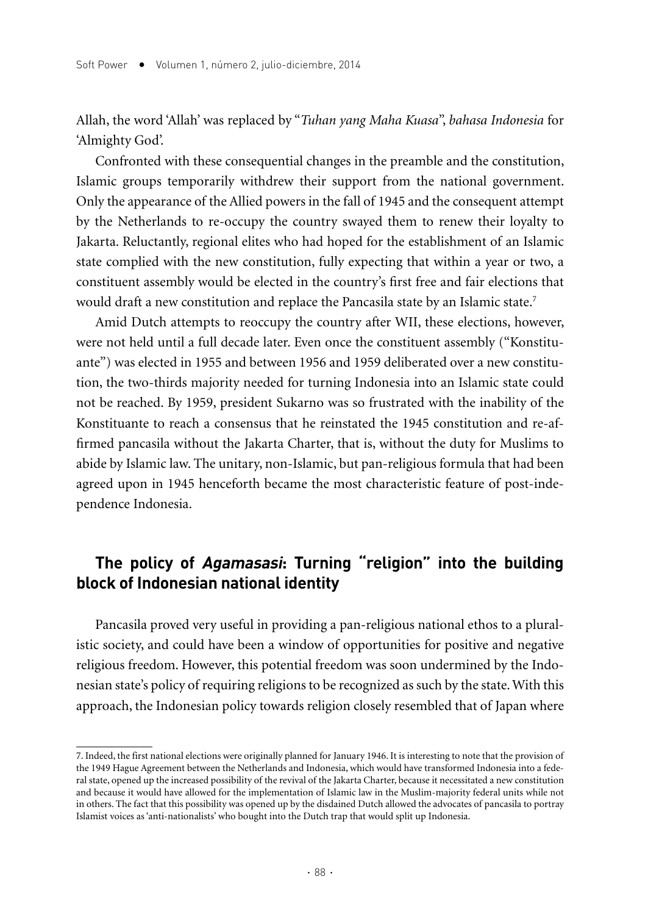Allah, the word 'Allah' was replaced by "*Tuhan yang Maha Kuasa*", *bahasa Indonesia* for 'Almighty God'.

Confronted with these consequential changes in the preamble and the constitution, Islamic groups temporarily withdrew their support from the national government. Only the appearance of the Allied powers in the fall of 1945 and the consequent attempt by the Netherlands to re-occupy the country swayed them to renew their loyalty to Jakarta. Reluctantly, regional elites who had hoped for the establishment of an Islamic state complied with the new constitution, fully expecting that within a year or two, a constituent assembly would be elected in the country's first free and fair elections that would draft a new constitution and replace the Pancasila state by an Islamic state.[7]

Amid Dutch attempts to reoccupy the country after WII, these elections, however, were not held until a full decade later. Even once the constituent assembly ("Konstituante") was elected in 1955 and between 1956 and 1959 deliberated over a new constitution, the two-thirds majority needed for turning Indonesia into an Islamic state could not be reached. By 1959, president Sukarno was so frustrated with the inability of the Konstituante to reach a consensus that he reinstated the 1945 constitution and re-affirmed pancasila without the Jakarta Charter, that is, without the duty for Muslims to abide by Islamic law. The unitary, non-Islamic, but pan-religious formula that had been agreed upon in 1945 henceforth became the most characteristic feature of post-independence Indonesia.

## The policy of *Agamasasi*: Turning "religion" into the building block of Indonesian national identity

Pancasila proved very useful in providing a pan-religious national ethos to a pluralistic society, and could have been a window of opportunities for positive and negative religious freedom. However, this potential freedom was soon undermined by the Indonesian state's policy of requiring religions to be recognized as such by the state. With this approach, the Indonesian policy towards religion closely resembled that of Japan where

7. Indeed, the first national elections were originally planned for January 1946. It is interesting to note that the provision of the 1949 Hague Agreement between the Netherlands and Indonesia, which would have transformed Indonesia into a federal state, opened up the increased possibility of the revival of the Jakarta Charter, because it necessitated a new constitution and because it would have allowed for the implementation of Islamic law in the Muslim-majority federal units while not in others. The fact that this possibility was opened up by the disdained Dutch allowed the advocates of pancasila to portray Islamist voices as 'anti-nationalists' who bought into the Dutch trap that would split up Indonesia.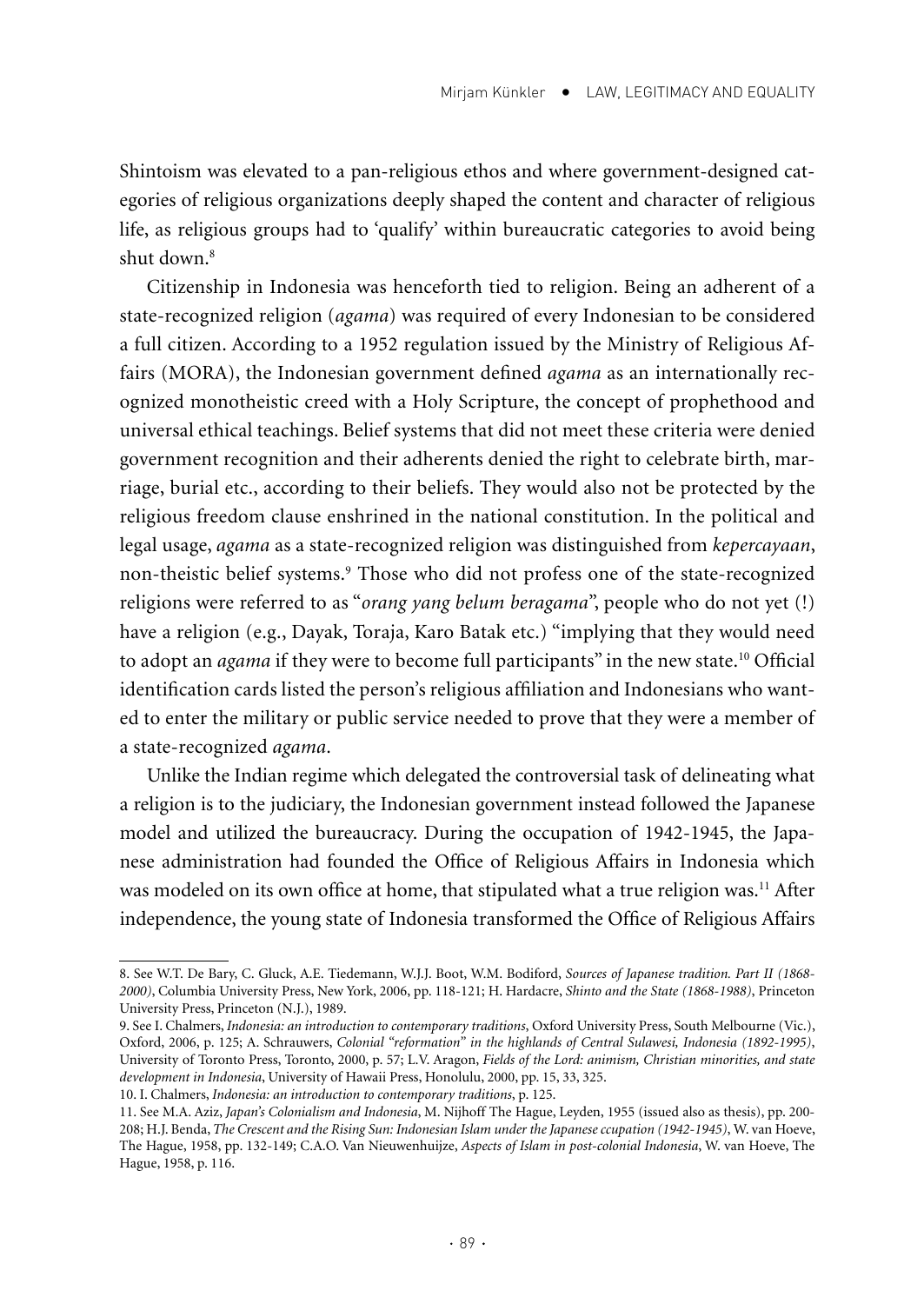Shintoism was elevated to a pan-religious ethos and where government-designed categories of religious organizations deeply shaped the content and character of religious life, as religious groups had to 'qualify' within bureaucratic categories to avoid being shut down.[8]

Citizenship in Indonesia was henceforth tied to religion. Being an adherent of a state-recognized religion (*agama*) was required of every Indonesian to be considered a full citizen. According to a 1952 regulation issued by the Ministry of Religious Affairs (MORA), the Indonesian government defined *agama* as an internationally recognized monotheistic creed with a Holy Scripture, the concept of prophethood and universal ethical teachings. Belief systems that did not meet these criteria were denied government recognition and their adherents denied the right to celebrate birth, marriage, burial etc., according to their beliefs. They would also not be protected by the religious freedom clause enshrined in the national constitution. In the political and legal usage, *agama* as a state-recognized religion was distinguished from *kepercayaan*, non-theistic belief systems.[9] Those who did not profess one of the state-recognized religions were referred to as "*orang yang belum beragama*", people who do not yet (!) have a religion (e.g., Dayak, Toraja, Karo Batak etc.) "implying that they would need to adopt an *agama* if they were to become full participants" in the new state.[10] Official identification cards listed the person's religious affiliation and Indonesians who wanted to enter the military or public service needed to prove that they were a member of a state-recognized *agama*.

Unlike the Indian regime which delegated the controversial task of delineating what a religion is to the judiciary, the Indonesian government instead followed the Japanese model and utilized the bureaucracy. During the occupation of 1942-1945, the Japanese administration had founded the Office of Religious Affairs in Indonesia which was modeled on its own office at home, that stipulated what a true religion was.[11] After independence, the young state of Indonesia transformed the Office of Religious Affairs

---

8. See W.T. De Bary, C. Gluck, A.E. Tiedemann, W.J.J. Boot, W.M. Bodiford, *Sources of Japanese tradition. Part II (1868-2000)*, Columbia University Press, New York, 2006, pp. 118-121; H. Hardacre, *Shinto and the State (1868-1988)*, Princeton University Press, Princeton (N.J.), 1989.

9. See I. Chalmers, *Indonesia: an introduction to contemporary traditions*, Oxford University Press, South Melbourne (Vic.), Oxford, 2006, p. 125; A. Schrauwers, *Colonial "reformation" in the highlands of Central Sulawesi, Indonesia (1892-1995)*, University of Toronto Press, Toronto, 2000, p. 57; L.V. Aragon, *Fields of the Lord: animism, Christian minorities, and state development in Indonesia*, University of Hawaii Press, Honolulu, 2000, pp. 15, 33, 325.

10. I. Chalmers, *Indonesia: an introduction to contemporary traditions*, p. 125.

11. See M.A. Aziz, *Japan's Colonialism and Indonesia*, M. Nijhoff The Hague, Leyden, 1955 (issued also as thesis), pp. 200-208; H.J. Benda, *The Crescent and the Rising Sun: Indonesian Islam under the Japanese ccupation (1942-1945)*, W. van Hoeve, The Hague, 1958, pp. 132-149; C.A.O. Van Nieuwenhuijze, *Aspects of Islam in post-colonial Indonesia*, W. van Hoeve, The Hague, 1958, p. 116.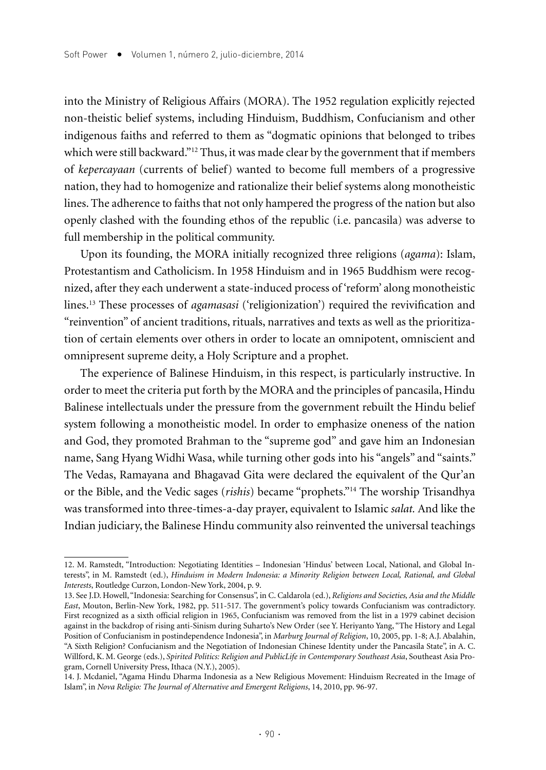into the Ministry of Religious Affairs (MORA). The 1952 regulation explicitly rejected non-theistic belief systems, including Hinduism, Buddhism, Confucianism and other indigenous faiths and referred to them as "dogmatic opinions that belonged to tribes which were still backward."[12] Thus, it was made clear by the government that if members of *kepercayaan* (currents of belief) wanted to become full members of a progressive nation, they had to homogenize and rationalize their belief systems along monotheistic lines. The adherence to faiths that not only hampered the progress of the nation but also openly clashed with the founding ethos of the republic (i.e. pancasila) was adverse to full membership in the political community.

Upon its founding, the MORA initially recognized three religions (*agama*): Islam, Protestantism and Catholicism. In 1958 Hinduism and in 1965 Buddhism were recognized, after they each underwent a state-induced process of 'reform' along monotheistic lines.[13] These processes of *agamasasi* ('religionization') required the revivification and "reinvention" of ancient traditions, rituals, narratives and texts as well as the prioritization of certain elements over others in order to locate an omnipotent, omniscient and omnipresent supreme deity, a Holy Scripture and a prophet.

The experience of Balinese Hinduism, in this respect, is particularly instructive. In order to meet the criteria put forth by the MORA and the principles of pancasila, Hindu Balinese intellectuals under the pressure from the government rebuilt the Hindu belief system following a monotheistic model. In order to emphasize oneness of the nation and God, they promoted Brahman to the "supreme god" and gave him an Indonesian name, Sang Hyang Widhi Wasa, while turning other gods into his "angels" and "saints." The Vedas, Ramayana and Bhagavad Gita were declared the equivalent of the Qur'an or the Bible, and the Vedic sages (*rishis*) became "prophets."[14] The worship Trisandhya was transformed into three-times-a-day prayer, equivalent to Islamic *salat.* And like the Indian judiciary, the Balinese Hindu community also reinvented the universal teachings

---

12. M. Ramstedt, "Introduction: Negotiating Identities – Indonesian 'Hindus' between Local, National, and Global Interests", in M. Ramstedt (ed.), *Hinduism in Modern Indonesia: a Minority Religion between Local, Rational, and Global Interests*, Routledge Curzon, London-New York, 2004, p. 9.

13. See J.D. Howell, "Indonesia: Searching for Consensus", in C. Caldarola (ed.), *Religions and Societies, Asia and the Middle East*, Mouton, Berlin-New York, 1982, pp. 511-517. The government's policy towards Confucianism was contradictory. First recognized as a sixth official religion in 1965, Confucianism was removed from the list in a 1979 cabinet decision against in the backdrop of rising anti-Sinism during Suharto's New Order (see Y. Heriyanto Yang, "The History and Legal Position of Confucianism in postindependence Indonesia", in *Marburg Journal of Religion*, 10, 2005, pp. 1-8; A.J. Abalahin, "A Sixth Religion? Confucianism and the Negotiation of Indonesian Chinese Identity under the Pancasila State", in A. C. Willford, K. M. George (eds.), *Spirited Politics: Religion and PublicLife in Contemporary Southeast Asia*, Southeast Asia Program, Cornell University Press, Ithaca (N.Y.), 2005).

14. J. Mcdaniel, "Agama Hindu Dharma Indonesia as a New Religious Movement: Hinduism Recreated in the Image of Islam", in *Nova Religio: The Journal of Alternative and Emergent Religions*, 14, 2010, pp. 96-97.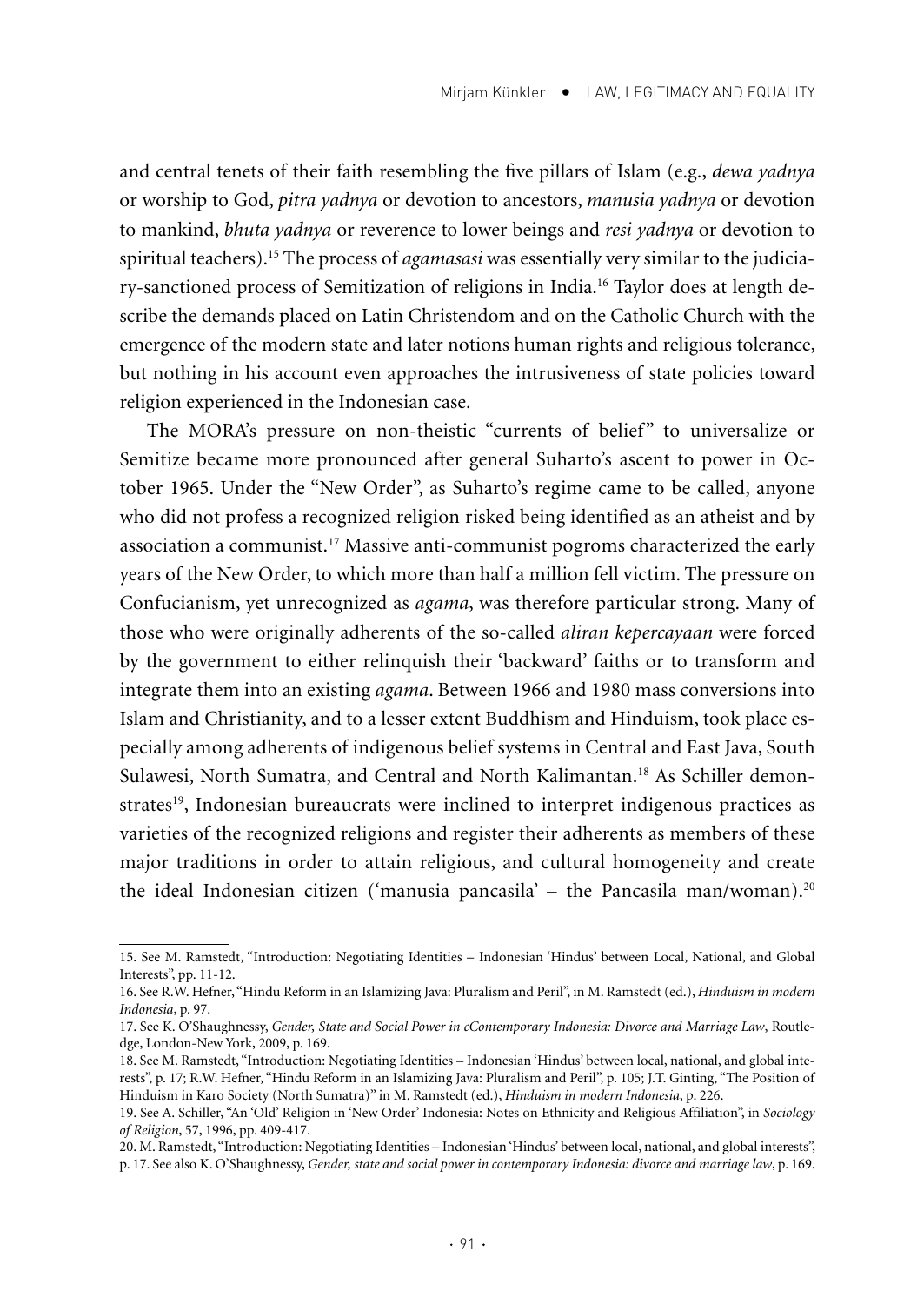and central tenets of their faith resembling the five pillars of Islam (e.g., *dewa yadnya* or worship to God, *pitra yadnya* or devotion to ancestors, *manusia yadnya* or devotion to mankind, *bhuta yadnya* or reverence to lower beings and *resi yadnya* or devotion to spiritual teachers).[15] The process of *agamasasi* was essentially very similar to the judiciary-sanctioned process of Semitization of religions in India.[16] Taylor does at length describe the demands placed on Latin Christendom and on the Catholic Church with the emergence of the modern state and later notions human rights and religious tolerance, but nothing in his account even approaches the intrusiveness of state policies toward religion experienced in the Indonesian case.

The MORA's pressure on non-theistic "currents of belief" to universalize or Semitize became more pronounced after general Suharto's ascent to power in October 1965. Under the "New Order", as Suharto's regime came to be called, anyone who did not profess a recognized religion risked being identified as an atheist and by association a communist.[17] Massive anti-communist pogroms characterized the early years of the New Order, to which more than half a million fell victim. The pressure on Confucianism, yet unrecognized as *agama*, was therefore particular strong. Many of those who were originally adherents of the so-called *aliran kepercayaan* were forced by the government to either relinquish their 'backward' faiths or to transform and integrate them into an existing *agama*. Between 1966 and 1980 mass conversions into Islam and Christianity, and to a lesser extent Buddhism and Hinduism, took place especially among adherents of indigenous belief systems in Central and East Java, South Sulawesi, North Sumatra, and Central and North Kalimantan.[18] As Schiller demonstrates[19], Indonesian bureaucrats were inclined to interpret indigenous practices as varieties of the recognized religions and register their adherents as members of these major traditions in order to attain religious, and cultural homogeneity and create the ideal Indonesian citizen ('manusia pancasila' – the Pancasila man/woman).[20]

---

15. See M. Ramstedt, "Introduction: Negotiating Identities – Indonesian 'Hindus' between Local, National, and Global Interests", pp. 11-12.

16. See R.W. Hefner, "Hindu Reform in an Islamizing Java: Pluralism and Peril", in M. Ramstedt (ed.), *Hinduism in modern Indonesia*, p. 97.

17. See K. O'Shaughnessy, *Gender, State and Social Power in cContemporary Indonesia: Divorce and Marriage Law*, Routledge, London-New York, 2009, p. 169.

18. See M. Ramstedt, "Introduction: Negotiating Identities – Indonesian 'Hindus' between local, national, and global interests", p. 17; R.W. Hefner, "Hindu Reform in an Islamizing Java: Pluralism and Peril", p. 105; J.T. Ginting, "The Position of Hinduism in Karo Society (North Sumatra)" in M. Ramstedt (ed.), *Hinduism in modern Indonesia*, p. 226.

19. See A. Schiller, "An 'Old' Religion in 'New Order' Indonesia: Notes on Ethnicity and Religious Affiliation", in *Sociology of Religion*, 57, 1996, pp. 409-417.

20. M. Ramstedt, "Introduction: Negotiating Identities – Indonesian 'Hindus' between local, national, and global interests", p. 17. See also K. O'Shaughnessy, *Gender, state and social power in contemporary Indonesia: divorce and marriage law*, p. 169.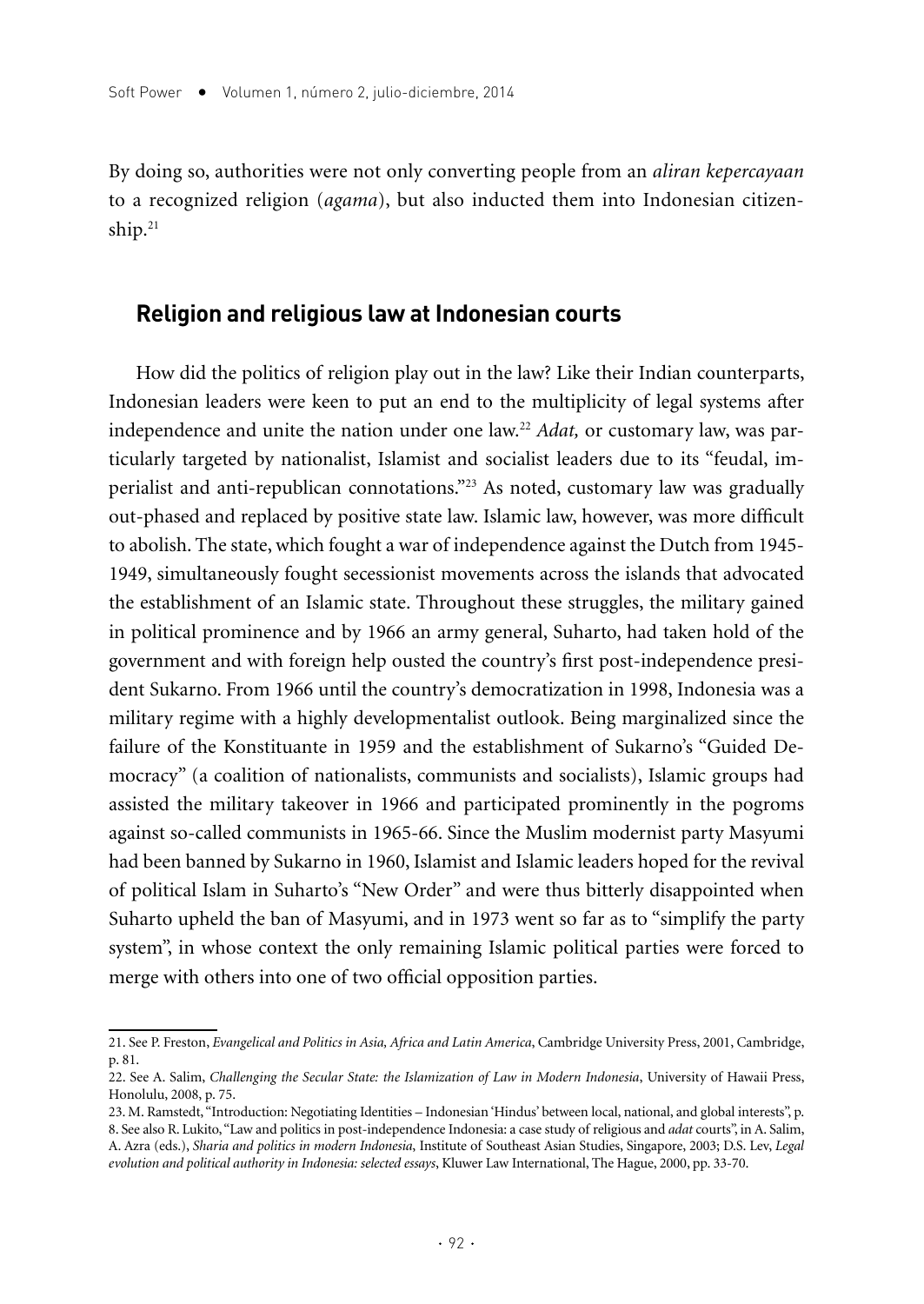By doing so, authorities were not only converting people from an *aliran kepercayaan* to a recognized religion (*agama*), but also inducted them into Indonesian citizenship.[21]

## Religion and religious law at Indonesian courts

How did the politics of religion play out in the law? Like their Indian counterparts, Indonesian leaders were keen to put an end to the multiplicity of legal systems after independence and unite the nation under one law.[22] *Adat,* or customary law, was particularly targeted by nationalist, Islamist and socialist leaders due to its "feudal, imperialist and anti-republican connotations."[23] As noted, customary law was gradually out-phased and replaced by positive state law. Islamic law, however, was more difficult to abolish. The state, which fought a war of independence against the Dutch from 1945-1949, simultaneously fought secessionist movements across the islands that advocated the establishment of an Islamic state. Throughout these struggles, the military gained in political prominence and by 1966 an army general, Suharto, had taken hold of the government and with foreign help ousted the country's first post-independence president Sukarno. From 1966 until the country's democratization in 1998, Indonesia was a military regime with a highly developmentalist outlook. Being marginalized since the failure of the Konstituante in 1959 and the establishment of Sukarno's "Guided Democracy" (a coalition of nationalists, communists and socialists), Islamic groups had assisted the military takeover in 1966 and participated prominently in the pogroms against so-called communists in 1965-66. Since the Muslim modernist party Masyumi had been banned by Sukarno in 1960, Islamist and Islamic leaders hoped for the revival of political Islam in Suharto's "New Order" and were thus bitterly disappointed when Suharto upheld the ban of Masyumi, and in 1973 went so far as to "simplify the party system", in whose context the only remaining Islamic political parties were forced to merge with others into one of two official opposition parties.

21. See P. Freston, *Evangelical and Politics in Asia, Africa and Latin America*, Cambridge University Press, 2001, Cambridge, p. 81.

22. See A. Salim, *Challenging the Secular State: the Islamization of Law in Modern Indonesia*, University of Hawaii Press, Honolulu, 2008, p. 75.

23. M. Ramstedt, "Introduction: Negotiating Identities – Indonesian 'Hindus' between local, national, and global interests", p. 8. See also R. Lukito, "Law and politics in post-independence Indonesia: a case study of religious and *adat* courts", in A. Salim, A. Azra (eds.), *Sharia and politics in modern Indonesia*, Institute of Southeast Asian Studies, Singapore, 2003; D.S. Lev, *Legal evolution and political authority in Indonesia: selected essays*, Kluwer Law International, The Hague, 2000, pp. 33-70.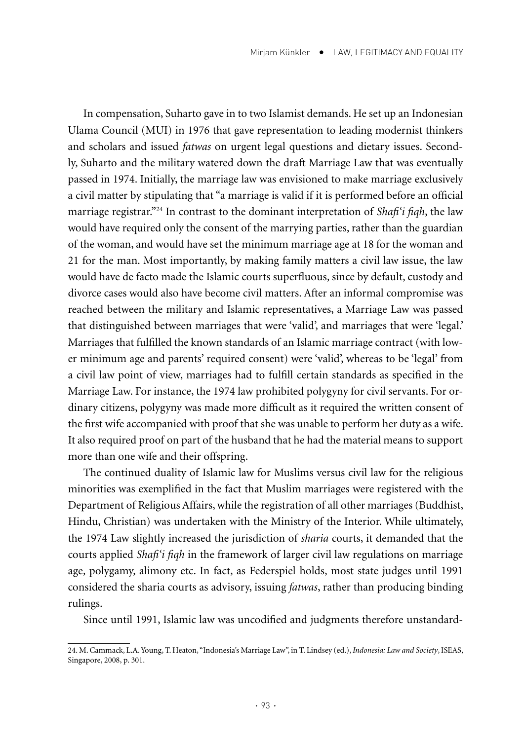In compensation, Suharto gave in to two Islamist demands. He set up an Indonesian Ulama Council (MUI) in 1976 that gave representation to leading modernist thinkers and scholars and issued *fatwas* on urgent legal questions and dietary issues. Secondly, Suharto and the military watered down the draft Marriage Law that was eventually passed in 1974. Initially, the marriage law was envisioned to make marriage exclusively a civil matter by stipulating that "a marriage is valid if it is performed before an official marriage registrar."[24] In contrast to the dominant interpretation of *Shafi'i fiqh*, the law would have required only the consent of the marrying parties, rather than the guardian of the woman, and would have set the minimum marriage age at 18 for the woman and 21 for the man. Most importantly, by making family matters a civil law issue, the law would have de facto made the Islamic courts superfluous, since by default, custody and divorce cases would also have become civil matters. After an informal compromise was reached between the military and Islamic representatives, a Marriage Law was passed that distinguished between marriages that were 'valid', and marriages that were 'legal.' Marriages that fulfilled the known standards of an Islamic marriage contract (with lower minimum age and parents' required consent) were 'valid', whereas to be 'legal' from a civil law point of view, marriages had to fulfill certain standards as specified in the Marriage Law. For instance, the 1974 law prohibited polygyny for civil servants. For ordinary citizens, polygyny was made more difficult as it required the written consent of the first wife accompanied with proof that she was unable to perform her duty as a wife. It also required proof on part of the husband that he had the material means to support more than one wife and their offspring.

The continued duality of Islamic law for Muslims versus civil law for the religious minorities was exemplified in the fact that Muslim marriages were registered with the Department of Religious Affairs, while the registration of all other marriages (Buddhist, Hindu, Christian) was undertaken with the Ministry of the Interior. While ultimately, the 1974 Law slightly increased the jurisdiction of *sharia* courts, it demanded that the courts applied *Shafi'i fiqh* in the framework of larger civil law regulations on marriage age, polygamy, alimony etc. In fact, as Federspiel holds, most state judges until 1991 considered the sharia courts as advisory, issuing *fatwas*, rather than producing binding rulings.

Since until 1991, Islamic law was uncodified and judgments therefore unstandard-

24. M. Cammack, L.A. Young, T. Heaton, "Indonesia's Marriage Law", in T. Lindsey (ed.), *Indonesia: Law and Society*, ISEAS, Singapore, 2008, p. 301.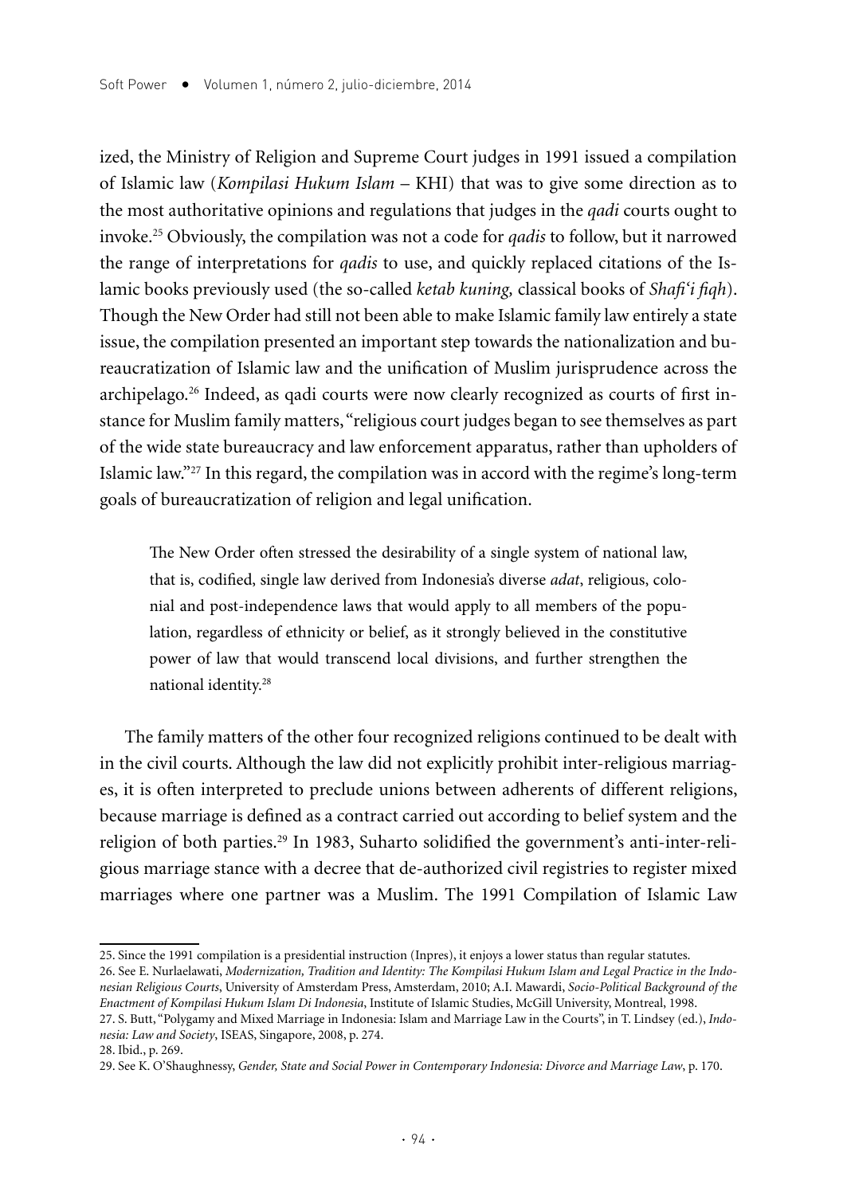ized, the Ministry of Religion and Supreme Court judges in 1991 issued a compilation of Islamic law (*Kompilasi Hukum Islam* – KHI) that was to give some direction as to the most authoritative opinions and regulations that judges in the *qadi* courts ought to invoke.[25] Obviously, the compilation was not a code for *qadis* to follow, but it narrowed the range of interpretations for *qadis* to use, and quickly replaced citations of the Islamic books previously used (the so-called *ketab kuning,* classical books of *Shafi'i fiqh*). Though the New Order had still not been able to make Islamic family law entirely a state issue, the compilation presented an important step towards the nationalization and bureaucratization of Islamic law and the unification of Muslim jurisprudence across the archipelago.[26] Indeed, as qadi courts were now clearly recognized as courts of first instance for Muslim family matters, "religious court judges began to see themselves as part of the wide state bureaucracy and law enforcement apparatus, rather than upholders of Islamic law."[27] In this regard, the compilation was in accord with the regime's long-term goals of bureaucratization of religion and legal unification.

> The New Order often stressed the desirability of a single system of national law, that is, codified, single law derived from Indonesia's diverse *adat*, religious, colonial and post-independence laws that would apply to all members of the population, regardless of ethnicity or belief, as it strongly believed in the constitutive power of law that would transcend local divisions, and further strengthen the national identity.[28]

The family matters of the other four recognized religions continued to be dealt with in the civil courts. Although the law did not explicitly prohibit inter-religious marriages, it is often interpreted to preclude unions between adherents of different religions, because marriage is defined as a contract carried out according to belief system and the religion of both parties.[29] In 1983, Suharto solidified the government's anti-inter-religious marriage stance with a decree that de-authorized civil registries to register mixed marriages where one partner was a Muslim. The 1991 Compilation of Islamic Law

---

25. Since the 1991 compilation is a presidential instruction (Inpres), it enjoys a lower status than regular statutes.

26. See E. Nurlaelawati, *Modernization, Tradition and Identity: The Kompilasi Hukum Islam and Legal Practice in the Indonesian Religious Courts*, University of Amsterdam Press, Amsterdam, 2010; A.I. Mawardi, *Socio-Political Background of the Enactment of Kompilasi Hukum Islam Di Indonesia*, Institute of Islamic Studies, McGill University, Montreal, 1998.

27. S. Butt, "Polygamy and Mixed Marriage in Indonesia: Islam and Marriage Law in the Courts", in T. Lindsey (ed.), *Indonesia: Law and Society*, ISEAS, Singapore, 2008, p. 274.

28. Ibid., p. 269.

29. See K. O'Shaughnessy, *Gender, State and Social Power in Contemporary Indonesia: Divorce and Marriage Law*, p. 170.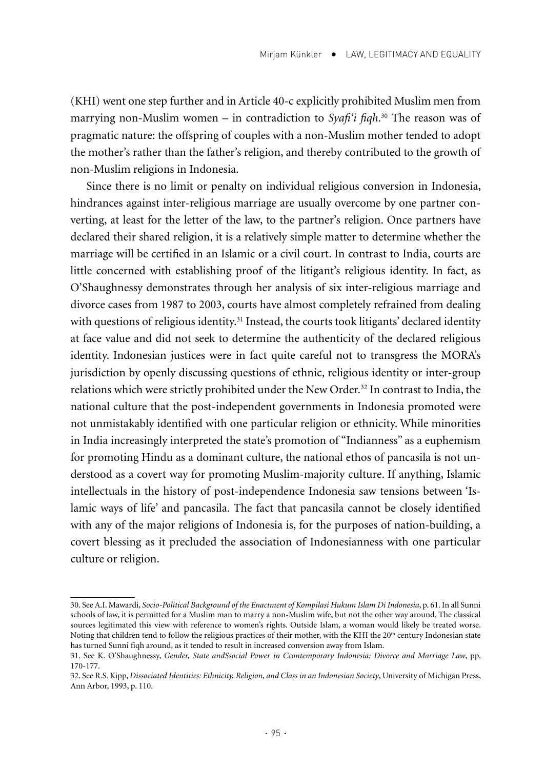(KHI) went one step further and in Article 40-c explicitly prohibited Muslim men from marrying non-Muslim women – in contradiction to *Syafi'i fiqh*.[30] The reason was of pragmatic nature: the offspring of couples with a non-Muslim mother tended to adopt the mother's rather than the father's religion, and thereby contributed to the growth of non-Muslim religions in Indonesia.

Since there is no limit or penalty on individual religious conversion in Indonesia, hindrances against inter-religious marriage are usually overcome by one partner converting, at least for the letter of the law, to the partner's religion. Once partners have declared their shared religion, it is a relatively simple matter to determine whether the marriage will be certified in an Islamic or a civil court. In contrast to India, courts are little concerned with establishing proof of the litigant's religious identity. In fact, as O'Shaughnessy demonstrates through her analysis of six inter-religious marriage and divorce cases from 1987 to 2003, courts have almost completely refrained from dealing with questions of religious identity.[31] Instead, the courts took litigants' declared identity at face value and did not seek to determine the authenticity of the declared religious identity. Indonesian justices were in fact quite careful not to transgress the MORA's jurisdiction by openly discussing questions of ethnic, religious identity or inter-group relations which were strictly prohibited under the New Order.[32] In contrast to India, the national culture that the post-independent governments in Indonesia promoted were not unmistakably identified with one particular religion or ethnicity. While minorities in India increasingly interpreted the state's promotion of "Indianness" as a euphemism for promoting Hindu as a dominant culture, the national ethos of pancasila is not understood as a covert way for promoting Muslim-majority culture. If anything, Islamic intellectuals in the history of post-independence Indonesia saw tensions between 'Islamic ways of life' and pancasila. The fact that pancasila cannot be closely identified with any of the major religions of Indonesia is, for the purposes of nation-building, a covert blessing as it precluded the association of Indonesianness with one particular culture or religion.

---

30. See A.I. Mawardi, *Socio-Political Background of the Enactment of Kompilasi Hukum Islam Di Indonesia*, p. 61. In all Sunni schools of law, it is permitted for a Muslim man to marry a non-Muslim wife, but not the other way around. The classical sources legitimated this view with reference to women's rights. Outside Islam, a woman would likely be treated worse. Noting that children tend to follow the religious practices of their mother, with the KHI the 20th century Indonesian state has turned Sunni fiqh around, as it tended to result in increased conversion away from Islam.

31. See K. O'Shaughnessy, *Gender, State andSsocial Power in Ccontemporary Indonesia: Divorce and Marriage Law*, pp. 170-177.

32. See R.S. Kipp, *Dissociated Identities: Ethnicity, Religion, and Class in an Indonesian Society*, University of Michigan Press, Ann Arbor, 1993, p. 110.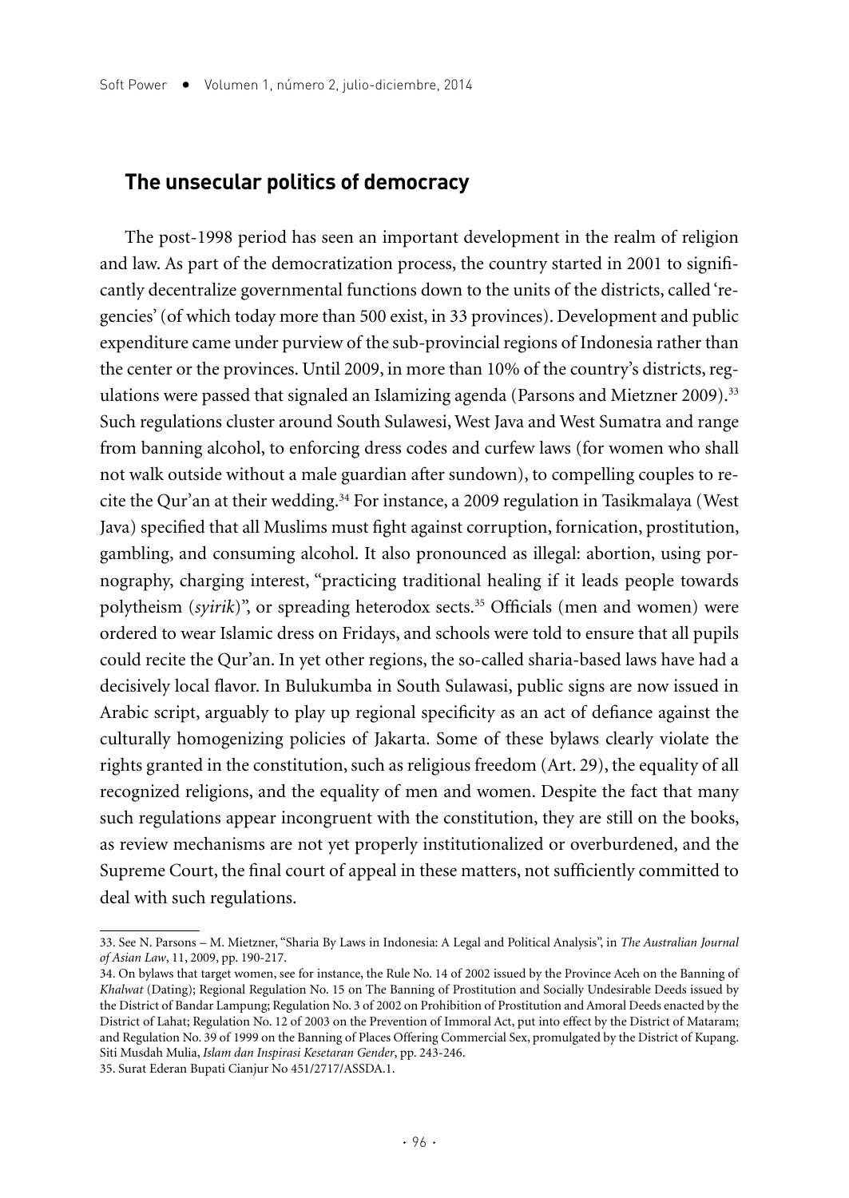## The unsecular politics of democracy

The post-1998 period has seen an important development in the realm of religion and law. As part of the democratization process, the country started in 2001 to significantly decentralize governmental functions down to the units of the districts, called 'regencies' (of which today more than 500 exist, in 33 provinces). Development and public expenditure came under purview of the sub-provincial regions of Indonesia rather than the center or the provinces. Until 2009, in more than 10% of the country's districts, regulations were passed that signaled an Islamizing agenda (Parsons and Mietzner 2009).[33] Such regulations cluster around South Sulawesi, West Java and West Sumatra and range from banning alcohol, to enforcing dress codes and curfew laws (for women who shall not walk outside without a male guardian after sundown), to compelling couples to recite the Qur'an at their wedding.[34] For instance, a 2009 regulation in Tasikmalaya (West Java) specified that all Muslims must fight against corruption, fornication, prostitution, gambling, and consuming alcohol. It also pronounced as illegal: abortion, using pornography, charging interest, "practicing traditional healing if it leads people towards polytheism (*syirik*)", or spreading heterodox sects.[35] Officials (men and women) were ordered to wear Islamic dress on Fridays, and schools were told to ensure that all pupils could recite the Qur'an. In yet other regions, the so-called sharia-based laws have had a decisively local flavor. In Bulukumba in South Sulawasi, public signs are now issued in Arabic script, arguably to play up regional specificity as an act of defiance against the culturally homogenizing policies of Jakarta. Some of these bylaws clearly violate the rights granted in the constitution, such as religious freedom (Art. 29), the equality of all recognized religions, and the equality of men and women. Despite the fact that many such regulations appear incongruent with the constitution, they are still on the books, as review mechanisms are not yet properly institutionalized or overburdened, and the Supreme Court, the final court of appeal in these matters, not sufficiently committed to deal with such regulations.

---

33. See N. Parsons – M. Mietzner, "Sharia By Laws in Indonesia: A Legal and Political Analysis", in *The Australian Journal of Asian Law*, 11, 2009, pp. 190-217.

34. On bylaws that target women, see for instance, the Rule No. 14 of 2002 issued by the Province Aceh on the Banning of *Khalwat* (Dating); Regional Regulation No. 15 on The Banning of Prostitution and Socially Undesirable Deeds issued by the District of Bandar Lampung; Regulation No. 3 of 2002 on Prohibition of Prostitution and Amoral Deeds enacted by the District of Lahat; Regulation No. 12 of 2003 on the Prevention of Immoral Act, put into effect by the District of Mataram; and Regulation No. 39 of 1999 on the Banning of Places Offering Commercial Sex, promulgated by the District of Kupang. Siti Musdah Mulia, *Islam dan Inspirasi Kesetaran Gender*, pp. 243-246.

35. Surat Ederan Bupati Cianjur No 451/2717/ASSDA.1.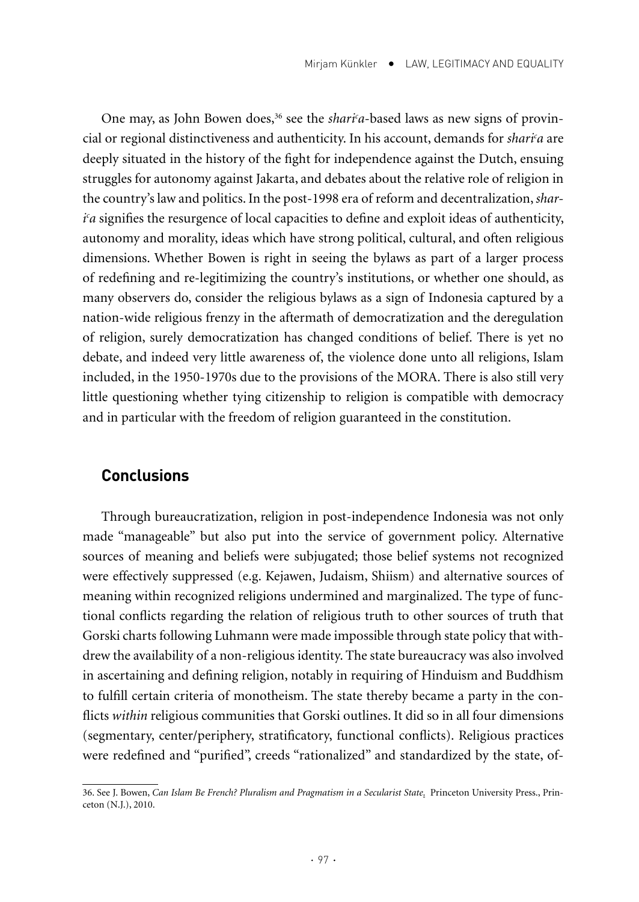One may, as John Bowen does,[36] see the *shariʿa*-based laws as new signs of provincial or regional distinctiveness and authenticity. In his account, demands for *shariʿa* are deeply situated in the history of the fight for independence against the Dutch, ensuing struggles for autonomy against Jakarta, and debates about the relative role of religion in the country's law and politics. In the post-1998 era of reform and decentralization, *shariʿa* signifies the resurgence of local capacities to define and exploit ideas of authenticity, autonomy and morality, ideas which have strong political, cultural, and often religious dimensions. Whether Bowen is right in seeing the bylaws as part of a larger process of redefining and re-legitimizing the country's institutions, or whether one should, as many observers do, consider the religious bylaws as a sign of Indonesia captured by a nation-wide religious frenzy in the aftermath of democratization and the deregulation of religion, surely democratization has changed conditions of belief. There is yet no debate, and indeed very little awareness of, the violence done unto all religions, Islam included, in the 1950-1970s due to the provisions of the MORA. There is also still very little questioning whether tying citizenship to religion is compatible with democracy and in particular with the freedom of religion guaranteed in the constitution.

## Conclusions

Through bureaucratization, religion in post-independence Indonesia was not only made "manageable" but also put into the service of government policy. Alternative sources of meaning and beliefs were subjugated; those belief systems not recognized were effectively suppressed (e.g. Kejawen, Judaism, Shiism) and alternative sources of meaning within recognized religions undermined and marginalized. The type of functional conflicts regarding the relation of religious truth to other sources of truth that Gorski charts following Luhmann were made impossible through state policy that withdrew the availability of a non-religious identity. The state bureaucracy was also involved in ascertaining and defining religion, notably in requiring of Hinduism and Buddhism to fulfill certain criteria of monotheism. The state thereby became a party in the conflicts *within* religious communities that Gorski outlines. It did so in all four dimensions (segmentary, center/periphery, stratificatory, functional conflicts). Religious practices were redefined and "purified", creeds "rationalized" and standardized by the state, of-

36. See J. Bowen, *Can Islam Be French? Pluralism and Pragmatism in a Secularist State*. Princeton University Press., Princeton (N.J.), 2010.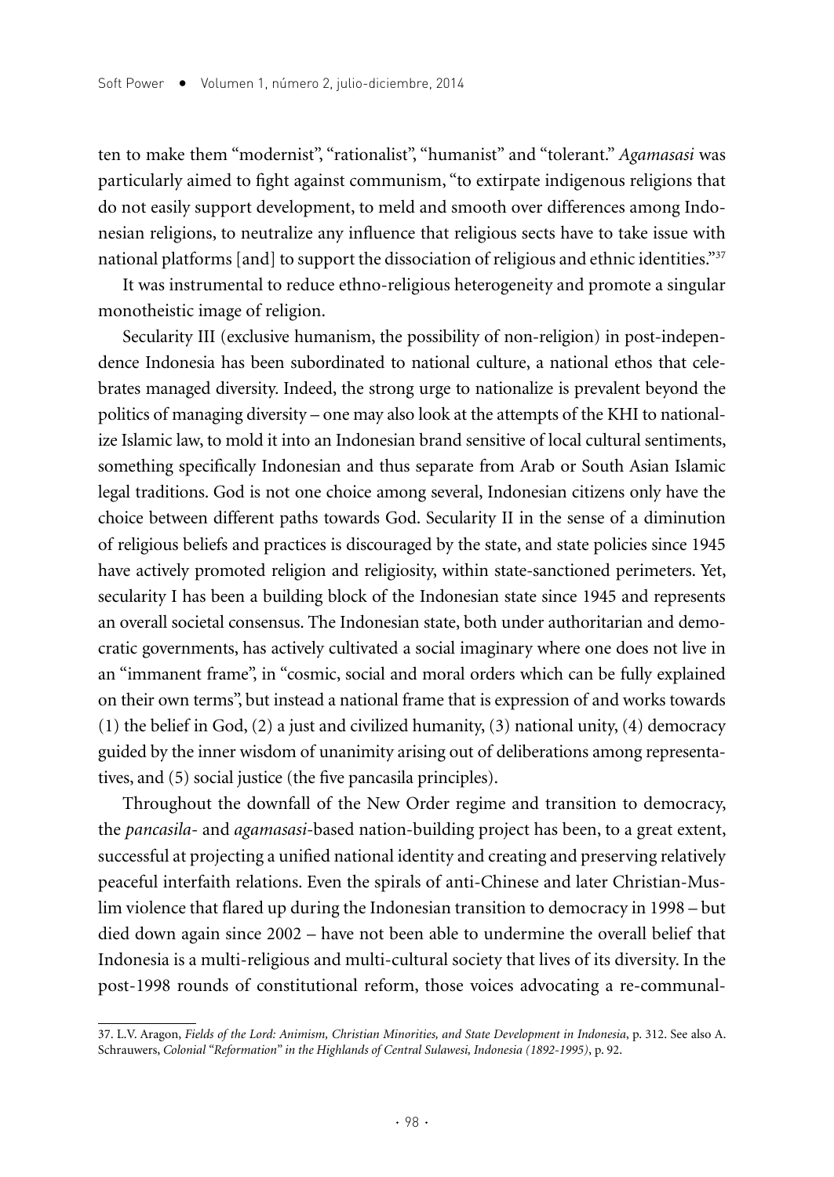ten to make them "modernist", "rationalist", "humanist" and "tolerant." *Agamasasi* was particularly aimed to fight against communism, "to extirpate indigenous religions that do not easily support development, to meld and smooth over differences among Indonesian religions, to neutralize any influence that religious sects have to take issue with national platforms [and] to support the dissociation of religious and ethnic identities."[37]

It was instrumental to reduce ethno-religious heterogeneity and promote a singular monotheistic image of religion.

Secularity III (exclusive humanism, the possibility of non-religion) in post-independence Indonesia has been subordinated to national culture, a national ethos that celebrates managed diversity. Indeed, the strong urge to nationalize is prevalent beyond the politics of managing diversity – one may also look at the attempts of the KHI to nationalize Islamic law, to mold it into an Indonesian brand sensitive of local cultural sentiments, something specifically Indonesian and thus separate from Arab or South Asian Islamic legal traditions. God is not one choice among several, Indonesian citizens only have the choice between different paths towards God. Secularity II in the sense of a diminution of religious beliefs and practices is discouraged by the state, and state policies since 1945 have actively promoted religion and religiosity, within state-sanctioned perimeters. Yet, secularity I has been a building block of the Indonesian state since 1945 and represents an overall societal consensus. The Indonesian state, both under authoritarian and democratic governments, has actively cultivated a social imaginary where one does not live in an "immanent frame", in "cosmic, social and moral orders which can be fully explained on their own terms", but instead a national frame that is expression of and works towards (1) the belief in God, (2) a just and civilized humanity, (3) national unity, (4) democracy guided by the inner wisdom of unanimity arising out of deliberations among representatives, and (5) social justice (the five pancasila principles).

Throughout the downfall of the New Order regime and transition to democracy, the *pancasila*- and *agamasasi*-based nation-building project has been, to a great extent, successful at projecting a unified national identity and creating and preserving relatively peaceful interfaith relations. Even the spirals of anti-Chinese and later Christian-Muslim violence that flared up during the Indonesian transition to democracy in 1998 – but died down again since 2002 – have not been able to undermine the overall belief that Indonesia is a multi-religious and multi-cultural society that lives of its diversity. In the post-1998 rounds of constitutional reform, those voices advocating a re-communal-

37. L.V. Aragon, *Fields of the Lord: Animism, Christian Minorities, and State Development in Indonesia*, p. 312. See also A. Schrauwers, *Colonial "Reformation" in the Highlands of Central Sulawesi, Indonesia (1892-1995)*, p. 92.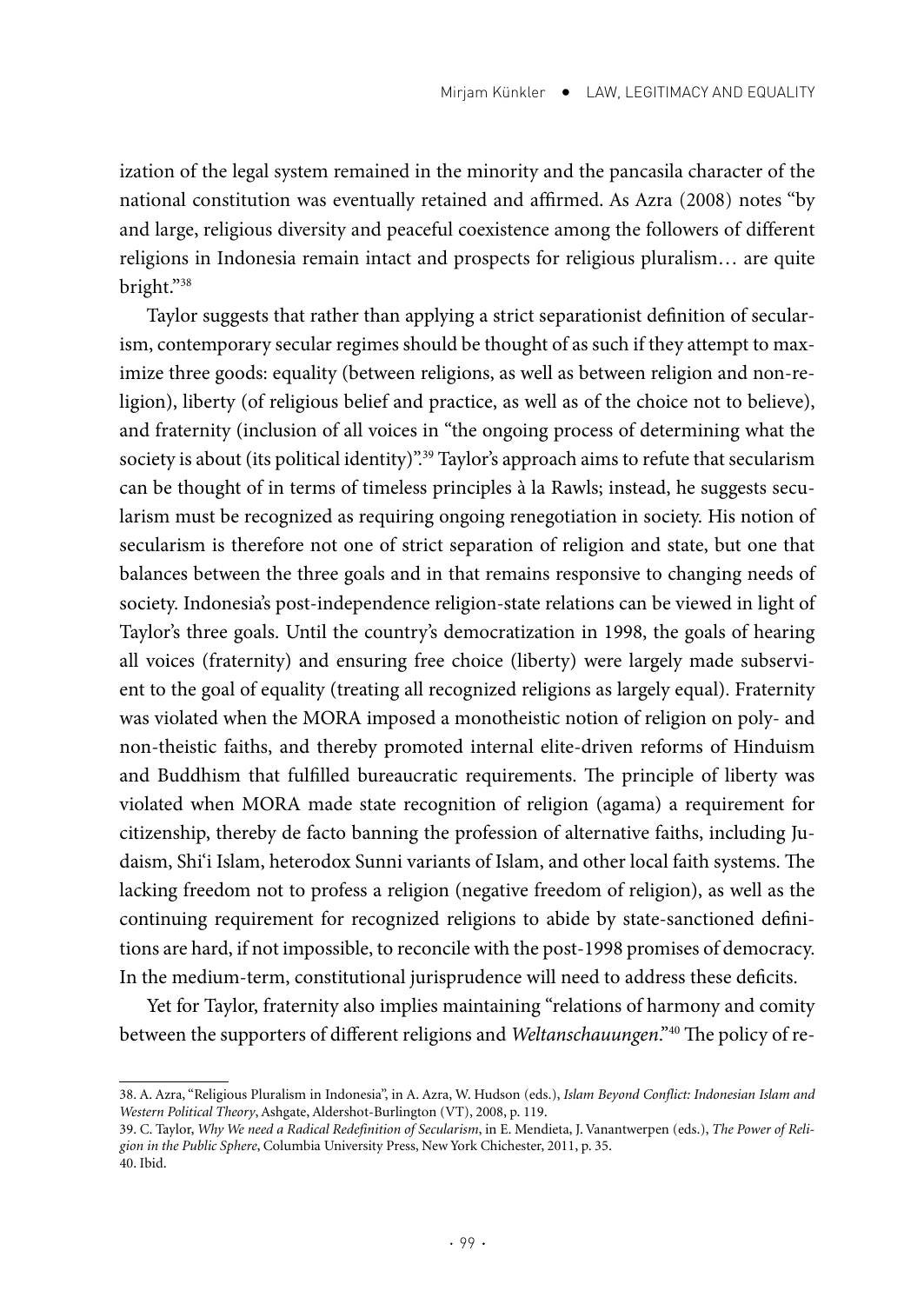ization of the legal system remained in the minority and the pancasila character of the national constitution was eventually retained and affirmed. As Azra (2008) notes "by and large, religious diversity and peaceful coexistence among the followers of different religions in Indonesia remain intact and prospects for religious pluralism… are quite bright."[38]

Taylor suggests that rather than applying a strict separationist definition of secularism, contemporary secular regimes should be thought of as such if they attempt to maximize three goods: equality (between religions, as well as between religion and non-religion), liberty (of religious belief and practice, as well as of the choice not to believe), and fraternity (inclusion of all voices in "the ongoing process of determining what the society is about (its political identity)".[39] Taylor's approach aims to refute that secularism can be thought of in terms of timeless principles à la Rawls; instead, he suggests secularism must be recognized as requiring ongoing renegotiation in society. His notion of secularism is therefore not one of strict separation of religion and state, but one that balances between the three goals and in that remains responsive to changing needs of society. Indonesia's post-independence religion-state relations can be viewed in light of Taylor's three goals. Until the country's democratization in 1998, the goals of hearing all voices (fraternity) and ensuring free choice (liberty) were largely made subservient to the goal of equality (treating all recognized religions as largely equal). Fraternity was violated when the MORA imposed a monotheistic notion of religion on poly- and non-theistic faiths, and thereby promoted internal elite-driven reforms of Hinduism and Buddhism that fulfilled bureaucratic requirements. The principle of liberty was violated when MORA made state recognition of religion (agama) a requirement for citizenship, thereby de facto banning the profession of alternative faiths, including Judaism, Shi'i Islam, heterodox Sunni variants of Islam, and other local faith systems. The lacking freedom not to profess a religion (negative freedom of religion), as well as the continuing requirement for recognized religions to abide by state-sanctioned definitions are hard, if not impossible, to reconcile with the post-1998 promises of democracy. In the medium-term, constitutional jurisprudence will need to address these deficits.

Yet for Taylor, fraternity also implies maintaining "relations of harmony and comity between the supporters of different religions and *Weltanschauungen*."[40] The policy of re-

---

38. A. Azra, "Religious Pluralism in Indonesia", in A. Azra, W. Hudson (eds.), *Islam Beyond Conflict: Indonesian Islam and Western Political Theory*, Ashgate, Aldershot-Burlington (VT), 2008, p. 119.

39. C. Taylor, *Why We need a Radical Redefinition of Secularism*, in E. Mendieta, J. Vanantwerpen (eds.), *The Power of Religion in the Public Sphere*, Columbia University Press, New York Chichester, 2011, p. 35.

40. Ibid.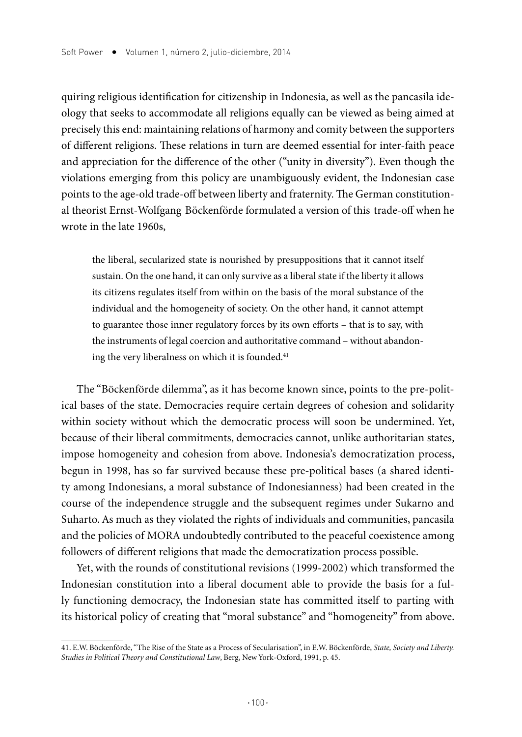quiring religious identification for citizenship in Indonesia, as well as the pancasila ideology that seeks to accommodate all religions equally can be viewed as being aimed at precisely this end: maintaining relations of harmony and comity between the supporters of different religions. These relations in turn are deemed essential for inter-faith peace and appreciation for the difference of the other ("unity in diversity"). Even though the violations emerging from this policy are unambiguously evident, the Indonesian case points to the age-old trade-off between liberty and fraternity. The German constitutional theorist Ernst-Wolfgang Böckenförde formulated a version of this trade-off when he wrote in the late 1960s,

> the liberal, secularized state is nourished by presuppositions that it cannot itself sustain. On the one hand, it can only survive as a liberal state if the liberty it allows its citizens regulates itself from within on the basis of the moral substance of the individual and the homogeneity of society. On the other hand, it cannot attempt to guarantee those inner regulatory forces by its own efforts – that is to say, with the instruments of legal coercion and authoritative command – without abandoning the very liberalness on which it is founded.[41]

The "Böckenförde dilemma", as it has become known since, points to the pre-political bases of the state. Democracies require certain degrees of cohesion and solidarity within society without which the democratic process will soon be undermined. Yet, because of their liberal commitments, democracies cannot, unlike authoritarian states, impose homogeneity and cohesion from above. Indonesia's democratization process, begun in 1998, has so far survived because these pre-political bases (a shared identity among Indonesians, a moral substance of Indonesianness) had been created in the course of the independence struggle and the subsequent regimes under Sukarno and Suharto. As much as they violated the rights of individuals and communities, pancasila and the policies of MORA undoubtedly contributed to the peaceful coexistence among followers of different religions that made the democratization process possible.

Yet, with the rounds of constitutional revisions (1999-2002) which transformed the Indonesian constitution into a liberal document able to provide the basis for a fully functioning democracy, the Indonesian state has committed itself to parting with its historical policy of creating that "moral substance" and "homogeneity" from above.

---

41. E.W. Böckenförde, "The Rise of the State as a Process of Secularisation", in E.W. Böckenförde, *State, Society and Liberty. Studies in Political Theory and Constitutional Law*, Berg, New York-Oxford, 1991, p. 45.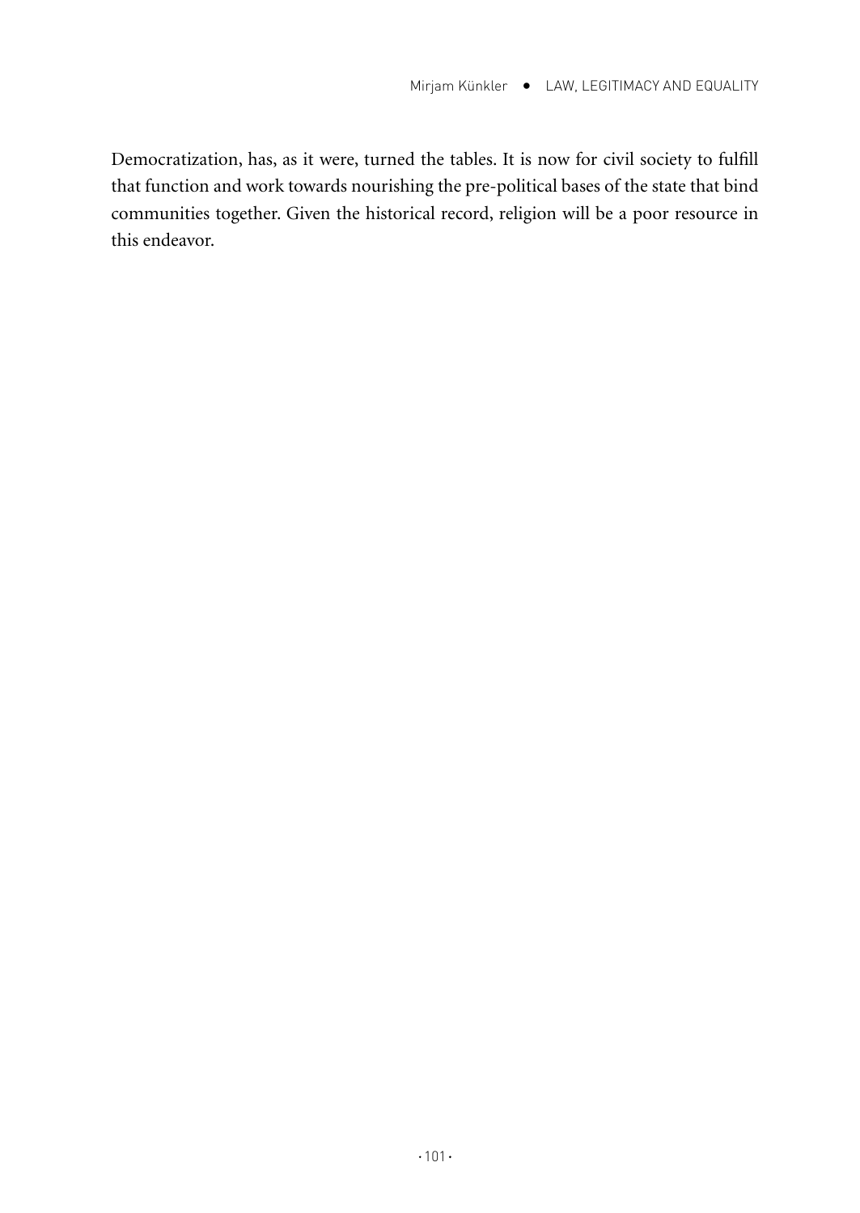Democratization, has, as it were, turned the tables. It is now for civil society to fulfill that function and work towards nourishing the pre-political bases of the state that bind communities together. Given the historical record, religion will be a poor resource in this endeavor.